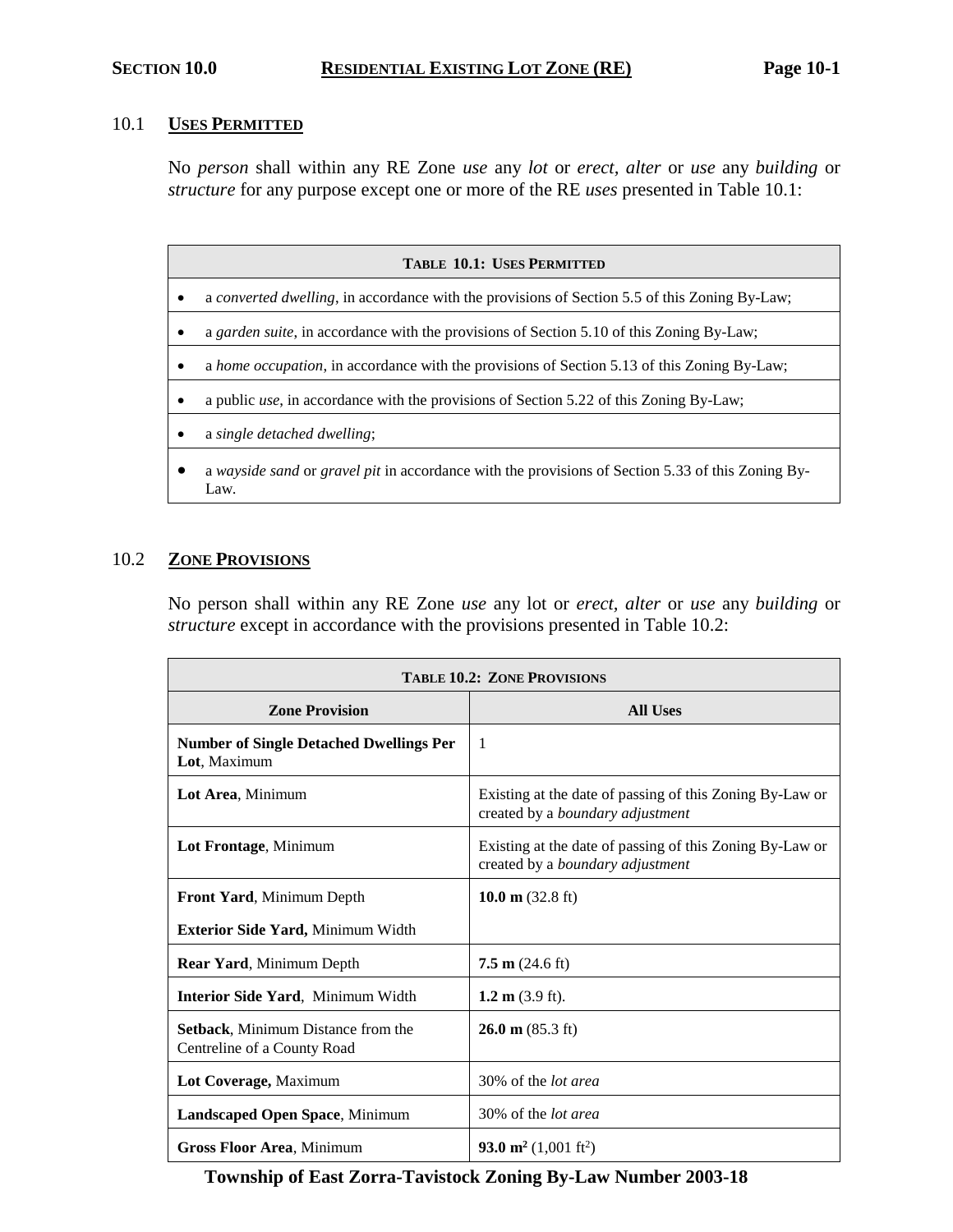# SECTION 10.0 RESIDENTIAL EXISTING LOT ZONE (RE)

## 10.1 USES PERMITTED

No *person* shall within any RE Zone *use* any *lot* or *erect*, *alter* or *use* any *building* or *structure* for any purpose except one or more of the RE *uses* presented in Table 10.1:

| TABLE 10.1: USES PERMITTED |
|---|
| • a *converted dwelling*, in accordance with the provisions of Section 5.5 of this Zoning By-Law; |
| • a *garden suite*, in accordance with the provisions of Section 5.10 of this Zoning By-Law; |
| • a *home occupation*, in accordance with the provisions of Section 5.13 of this Zoning By-Law; |
| • a public *use*, in accordance with the provisions of Section 5.22 of this Zoning By-Law; |
| • a *single detached dwelling*; |
| • a *wayside sand* or *gravel pit* in accordance with the provisions of Section 5.33 of this Zoning By-Law. |

## 10.2 ZONE PROVISIONS

No person shall within any RE Zone *use* any lot or *erect*, *alter* or *use* any *building* or *structure* except in accordance with the provisions presented in Table 10.2:

| TABLE 10.2: ZONE PROVISIONS | |
|---|---|
| **Zone Provision** | **All Uses** |
| **Number of Single Detached Dwellings Per Lot**, Maximum | 1 |
| **Lot Area**, Minimum | Existing at the date of passing of this Zoning By-Law or created by a *boundary adjustment* |
| **Lot Frontage**, Minimum | Existing at the date of passing of this Zoning By-Law or created by a *boundary adjustment* |
| **Front Yard**, Minimum Depth<br>**Exterior Side Yard,** Minimum Width | **10.0 m** (32.8 ft) |
| **Rear Yard**, Minimum Depth | **7.5 m** (24.6 ft) |
| **Interior Side Yard**, Minimum Width | **1.2 m** (3.9 ft). |
| **Setback**, Minimum Distance from the Centreline of a County Road | **26.0 m** (85.3 ft) |
| **Lot Coverage,** Maximum | 30% of the *lot area* |
| **Landscaped Open Space**, Minimum | 30% of the *lot area* |
| **Gross Floor Area**, Minimum | **93.0 $m^2$** (1,001 $ft^2$) |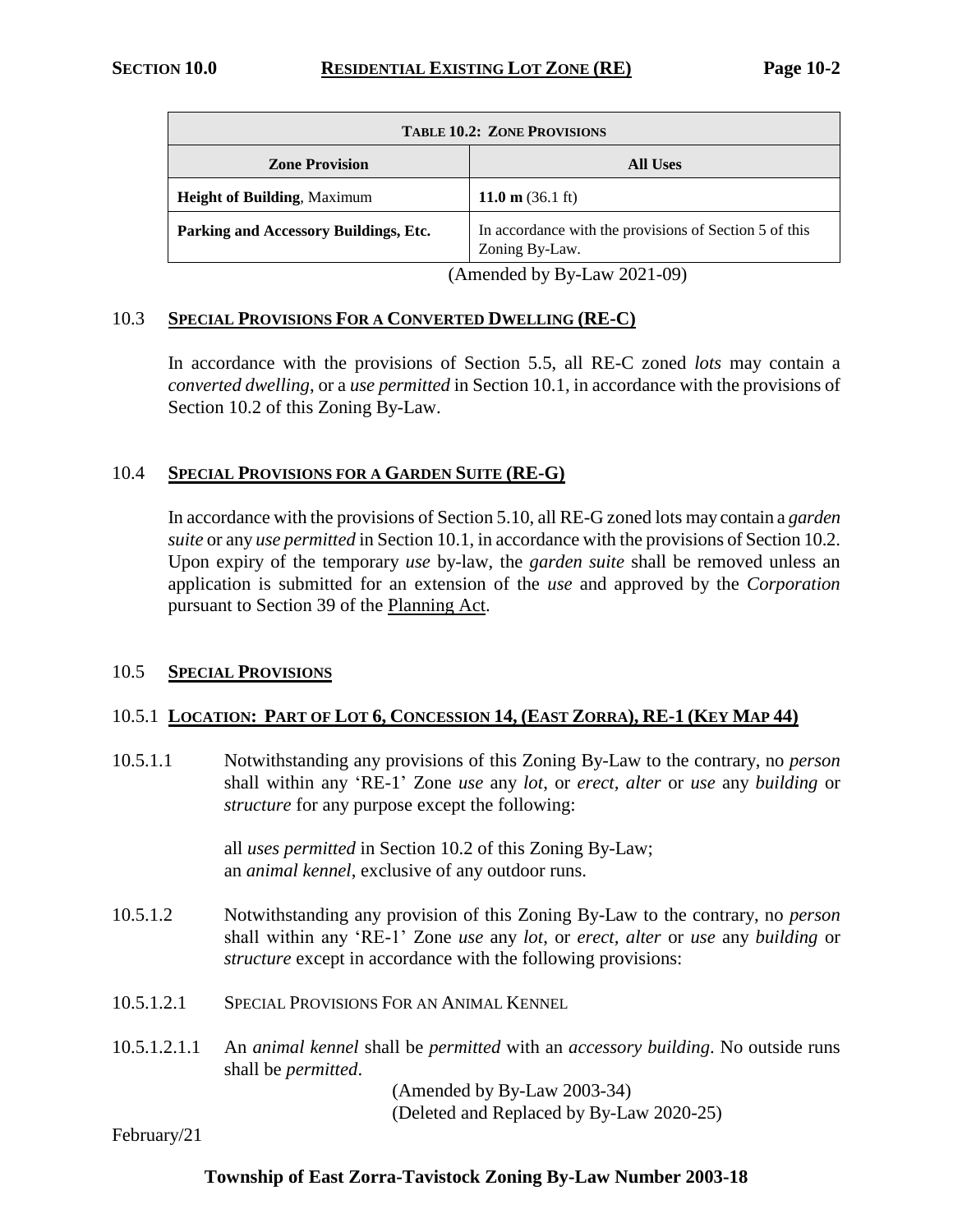| **TABLE 10.2: ZONE PROVISIONS** | |
| --- | --- |
| **Zone Provision** | **All Uses** |
| **Height of Building**, Maximum | **11.0 m** (36.1 ft) |
| **Parking and Accessory Buildings, Etc.** | In accordance with the provisions of Section 5 of this Zoning By-Law. |

(Amended by By-Law 2021-09)

## 10.3 SPECIAL PROVISIONS FOR A CONVERTED DWELLING (RE-C)

In accordance with the provisions of Section 5.5, all RE-C zoned *lots* may contain a *converted dwelling*, or a *use permitted* in Section 10.1, in accordance with the provisions of Section 10.2 of this Zoning By-Law.

## 10.4 SPECIAL PROVISIONS FOR A GARDEN SUITE (RE-G)

In accordance with the provisions of Section 5.10, all RE-G zoned lots may contain a *garden suite* or any *use permitted* in Section 10.1, in accordance with the provisions of Section 10.2. Upon expiry of the temporary *use* by-law, the *garden suite* shall be removed unless an application is submitted for an extension of the *use* and approved by the *Corporation* pursuant to Section 39 of the Planning Act.

## 10.5 SPECIAL PROVISIONS

### 10.5.1 LOCATION: PART OF LOT 6, CONCESSION 14, (EAST ZORRA), RE-1 (KEY MAP 44)

10.5.1.1 Notwithstanding any provisions of this Zoning By-Law to the contrary, no *person* shall within any 'RE-1' Zone *use* any *lot*, or *erect, alter* or *use* any *building* or *structure* for any purpose except the following:

all *uses permitted* in Section 10.2 of this Zoning By-Law;
an *animal kennel*, exclusive of any outdoor runs.

10.5.1.2 Notwithstanding any provision of this Zoning By-Law to the contrary, no *person* shall within any 'RE-1' Zone *use* any *lot*, or *erect, alter* or *use* any *building* or *structure* except in accordance with the following provisions:

10.5.1.2.1 SPECIAL PROVISIONS FOR AN ANIMAL KENNEL

10.5.1.2.1.1 An *animal kennel* shall be *permitted* with an *accessory building*. No outside runs shall be *permitted*.

(Amended by By-Law 2003-34)
(Deleted and Replaced by By-Law 2020-25)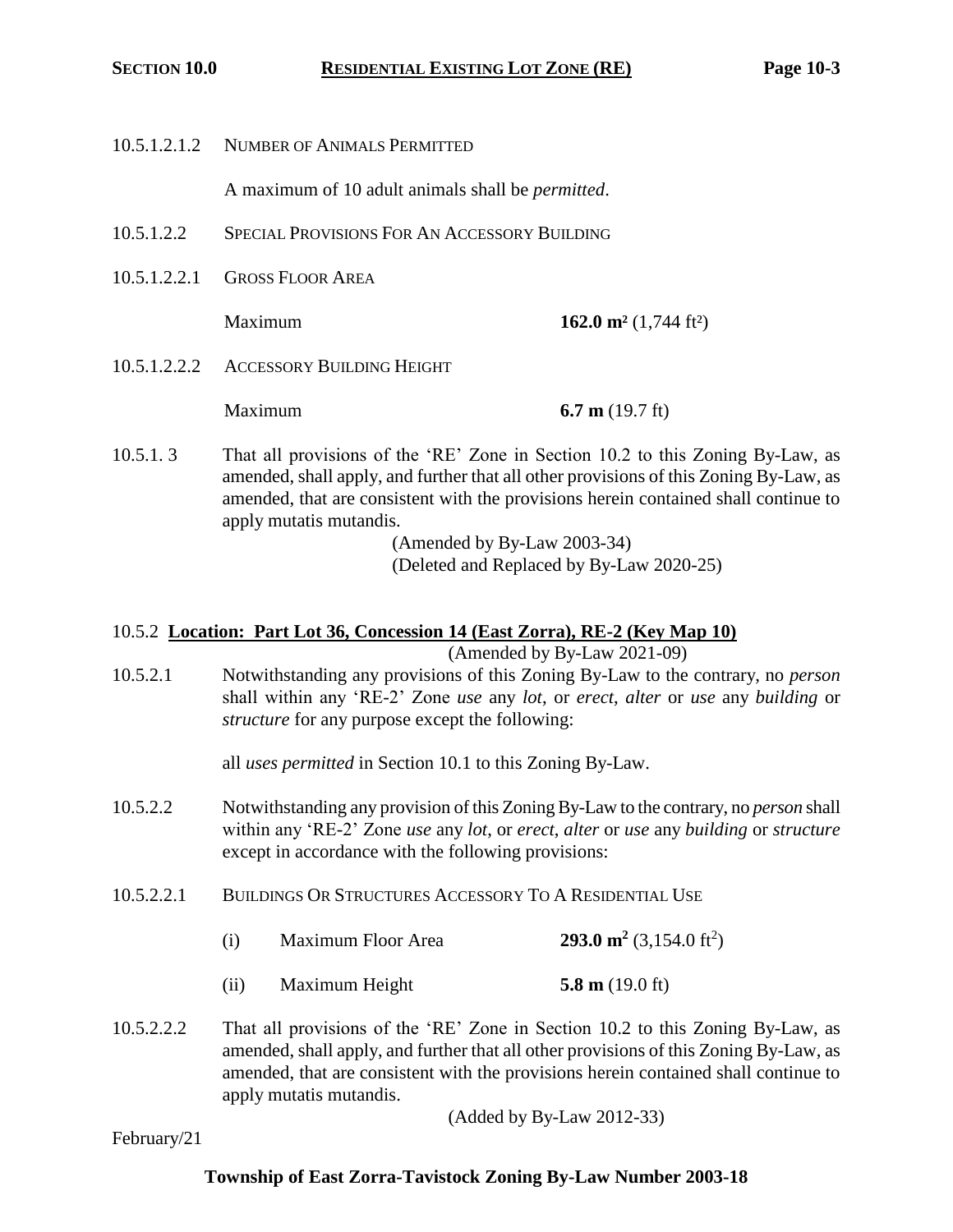10.5.1.2.1.2 NUMBER OF ANIMALS PERMITTED

A maximum of 10 adult animals shall be *permitted*.

10.5.1.2.2 SPECIAL PROVISIONS FOR AN ACCESSORY BUILDING

10.5.1.2.2.1 GROSS FLOOR AREA

Maximum **162.0 m²** (1,744 ft²)

10.5.1.2.2.2 ACCESSORY BUILDING HEIGHT

Maximum **6.7 m** (19.7 ft)

10.5.1. 3 That all provisions of the 'RE' Zone in Section 10.2 to this Zoning By-Law, as amended, shall apply, and further that all other provisions of this Zoning By-Law, as amended, that are consistent with the provisions herein contained shall continue to apply mutatis mutandis.

(Amended by By-Law 2003-34)
(Deleted and Replaced by By-Law 2020-25)

10.5.2 **Location: Part Lot 36, Concession 14 (East Zorra), RE-2 (Key Map 10)**

(Amended by By-Law 2021-09)

10.5.2.1 Notwithstanding any provisions of this Zoning By-Law to the contrary, no *person* shall within any 'RE-2' Zone *use* any *lot*, or *erect*, *alter* or *use* any *building* or *structure* for any purpose except the following:

all *uses permitted* in Section 10.1 to this Zoning By-Law.

10.5.2.2 Notwithstanding any provision of this Zoning By-Law to the contrary, no *person* shall within any 'RE-2' Zone *use* any *lot*, or *erect*, *alter* or *use* any *building* or *structure* except in accordance with the following provisions:

10.5.2.2.1 BUILDINGS OR STRUCTURES ACCESSORY TO A RESIDENTIAL USE

(i) Maximum Floor Area **293.0 m²** (3,154.0 ft²)

(ii) Maximum Height **5.8 m** (19.0 ft)

10.5.2.2.2 That all provisions of the 'RE' Zone in Section 10.2 to this Zoning By-Law, as amended, shall apply, and further that all other provisions of this Zoning By-Law, as amended, that are consistent with the provisions herein contained shall continue to apply mutatis mutandis.

(Added by By-Law 2012-33)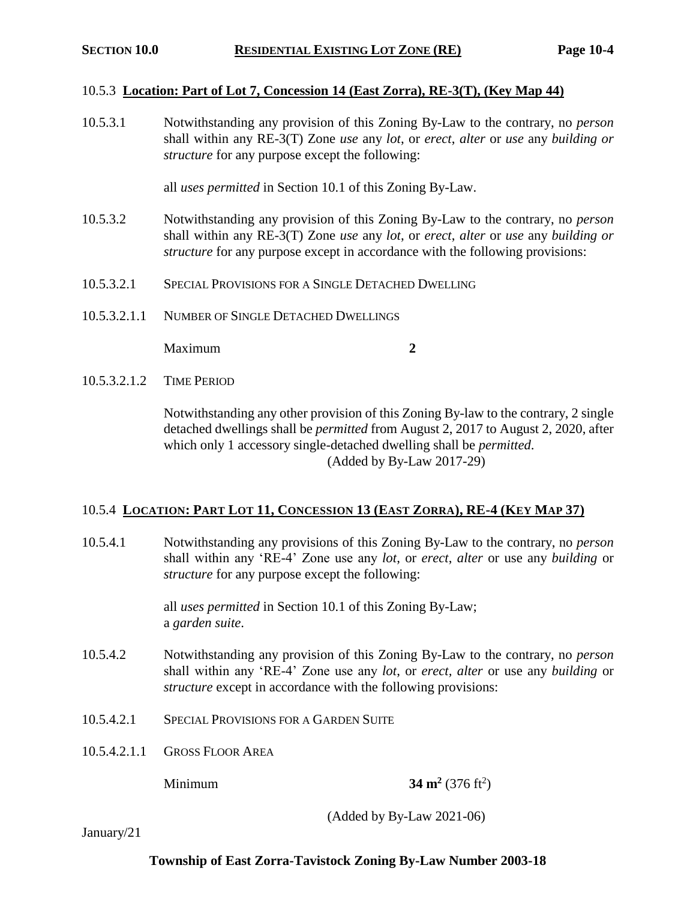### 10.5.3 **Location: Part of Lot 7, Concession 14 (East Zorra), RE-3(T), (Key Map 44)**

10.5.3.1 Notwithstanding any provision of this Zoning By-Law to the contrary, no *person* shall within any RE-3(T) Zone *use* any *lot*, or *erect*, *alter* or *use* any *building or structure* for any purpose except the following:

all *uses permitted* in Section 10.1 of this Zoning By-Law.

10.5.3.2 Notwithstanding any provision of this Zoning By-Law to the contrary, no *person* shall within any RE-3(T) Zone *use* any *lot*, or *erect*, *alter* or *use* any *building or structure* for any purpose except in accordance with the following provisions:

10.5.3.2.1 SPECIAL PROVISIONS FOR A SINGLE DETACHED DWELLING

10.5.3.2.1.1 NUMBER OF SINGLE DETACHED DWELLINGS

Maximum **2**

10.5.3.2.1.2 TIME PERIOD

Notwithstanding any other provision of this Zoning By-law to the contrary, 2 single detached dwellings shall be *permitted* from August 2, 2017 to August 2, 2020, after which only 1 accessory single-detached dwelling shall be *permitted*.

(Added by By-Law 2017-29)

### 10.5.4 **LOCATION: PART LOT 11, CONCESSION 13 (EAST ZORRA), RE-4 (KEY MAP 37)**

10.5.4.1 Notwithstanding any provisions of this Zoning By-Law to the contrary, no *person* shall within any 'RE-4' Zone use any *lot*, or *erect*, *alter* or use any *building* or *structure* for any purpose except the following:

all *uses permitted* in Section 10.1 of this Zoning By-Law;
a *garden suite*.

10.5.4.2 Notwithstanding any provision of this Zoning By-Law to the contrary, no *person* shall within any 'RE-4' Zone use any *lot*, or *erect*, *alter* or use any *building* or *structure* except in accordance with the following provisions:

10.5.4.2.1 SPECIAL PROVISIONS FOR A GARDEN SUITE

10.5.4.2.1.1 GROSS FLOOR AREA

Minimum **34 m$^2$** (376 ft$^2$)

(Added by By-Law 2021-06)

January/21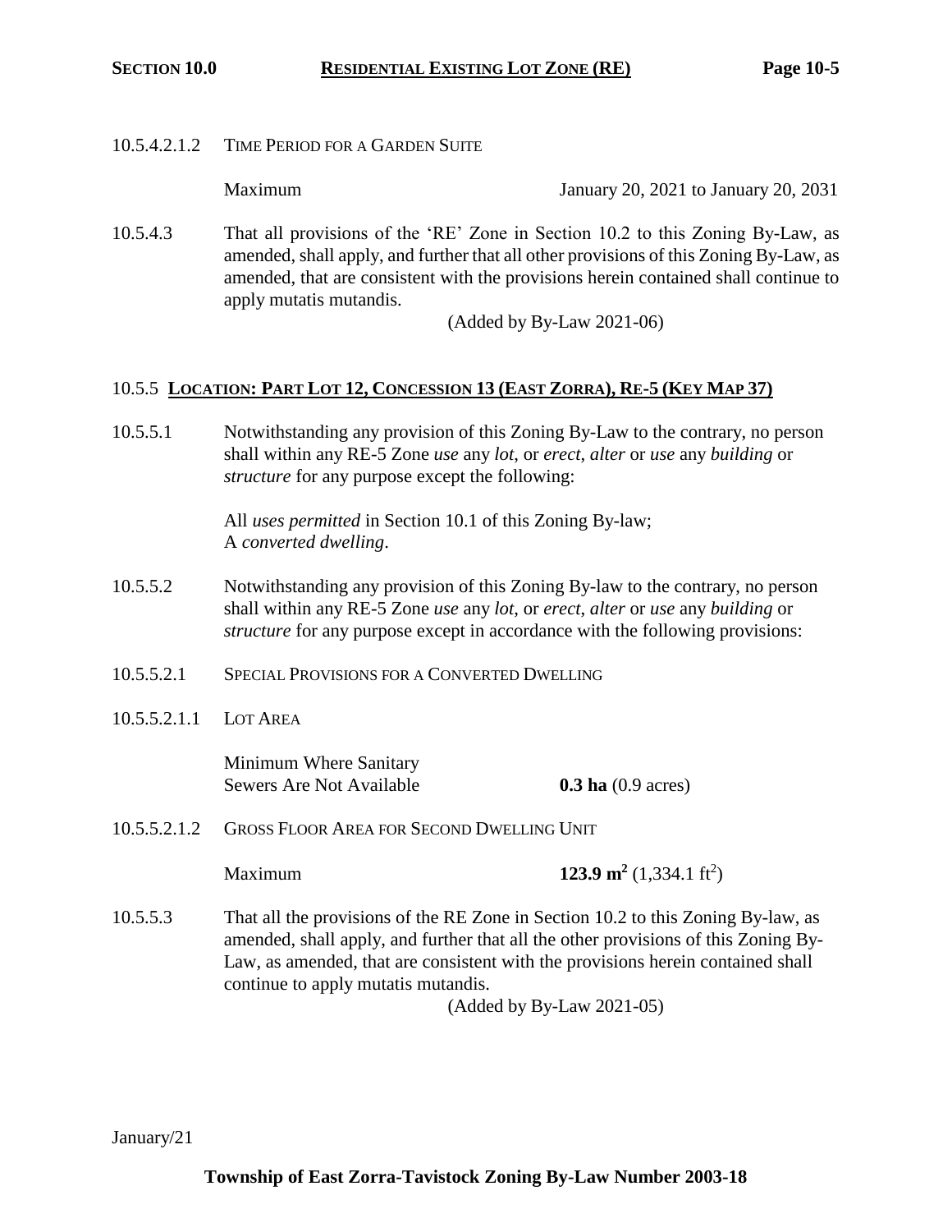10.5.4.2.1.2 TIME PERIOD FOR A GARDEN SUITE

| | |
|---|---|
| Maximum | January 20, 2021 to January 20, 2031 |

10.5.4.3 That all provisions of the 'RE' Zone in Section 10.2 to this Zoning By-Law, as amended, shall apply, and further that all other provisions of this Zoning By-Law, as amended, that are consistent with the provisions herein contained shall continue to apply mutatis mutandis.

(Added by By-Law 2021-06)

### 10.5.5 LOCATION: PART LOT 12, CONCESSION 13 (EAST ZORRA), RE-5 (KEY MAP 37)

10.5.5.1 Notwithstanding any provision of this Zoning By-Law to the contrary, no person shall within any RE-5 Zone *use* any *lot*, or *erect*, *alter* or *use* any *building* or *structure* for any purpose except the following:

All *uses permitted* in Section 10.1 of this Zoning By-law;
A *converted dwelling*.

10.5.5.2 Notwithstanding any provision of this Zoning By-law to the contrary, no person shall within any RE-5 Zone *use* any *lot*, or *erect*, *alter* or *use* any *building* or *structure* for any purpose except in accordance with the following provisions:

10.5.5.2.1 SPECIAL PROVISIONS FOR A CONVERTED DWELLING

10.5.5.2.1.1 LOT AREA

| | |
|---|---|
| Minimum Where Sanitary Sewers Are Not Available | **0.3 ha** (0.9 acres) |

10.5.5.2.1.2 GROSS FLOOR AREA FOR SECOND DWELLING UNIT

| | |
|---|---|
| Maximum | **123.9 $m^2$** (1,334.1 $ft^2$) |

10.5.5.3 That all the provisions of the RE Zone in Section 10.2 to this Zoning By-law, as amended, shall apply, and further that all the other provisions of this Zoning By-Law, as amended, that are consistent with the provisions herein contained shall continue to apply mutatis mutandis.

(Added by By-Law 2021-05)